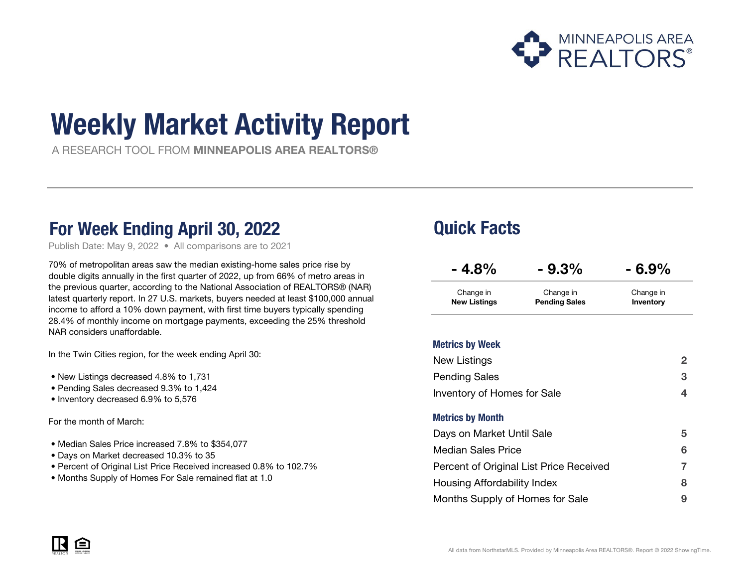MINNEAPOLIS AREA REALTORS®

# Weekly Market Activity Report

A RESEARCH TOOL FROM **MINNEAPOLIS AREA REALTORS®**

## For Week Ending April 30, 2022

Publish Date: May 9, 2022 • All comparisons are to 2021

70% of metropolitan areas saw the median existing-home sales price rise by double digits annually in the first quarter of 2022, up from 66% of metro areas in the previous quarter, according to the National Association of REALTORS® (NAR) latest quarterly report. In 27 U.S. markets, buyers needed at least $100,000 annual income to afford a 10% down payment, with first time buyers typically spending 28.4% of monthly income on mortgage payments, exceeding the 25% threshold NAR considers unaffordable.

In the Twin Cities region, for the week ending April 30:

- New Listings decreased 4.8% to 1,731
- Pending Sales decreased 9.3% to 1,424
- Inventory decreased 6.9% to 5,576

For the month of March:

- Median Sales Price increased 7.8% to $354,077
- Days on Market decreased 10.3% to 35
- Percent of Original List Price Received increased 0.8% to 102.7%
- Months Supply of Homes For Sale remained flat at 1.0

## Quick Facts

| - 4.8% | - 9.3% | - 6.9% |
|---|---|---|
| Change in **New Listings** | Change in **Pending Sales** | Change in **Inventory** |

### Metrics by Week

| | |
|---|---|
| New Listings | 2 |
| Pending Sales | 3 |
| Inventory of Homes for Sale | 4 |

### Metrics by Month

| | |
|---|---|
| Days on Market Until Sale | 5 |
| Median Sales Price | 6 |
| Percent of Original List Price Received | 7 |
| Housing Affordability Index | 8 |
| Months Supply of Homes for Sale | 9 |

All data from NorthstarMLS. Provided by Minneapolis Area REALTORS®. Report © 2022 ShowingTime.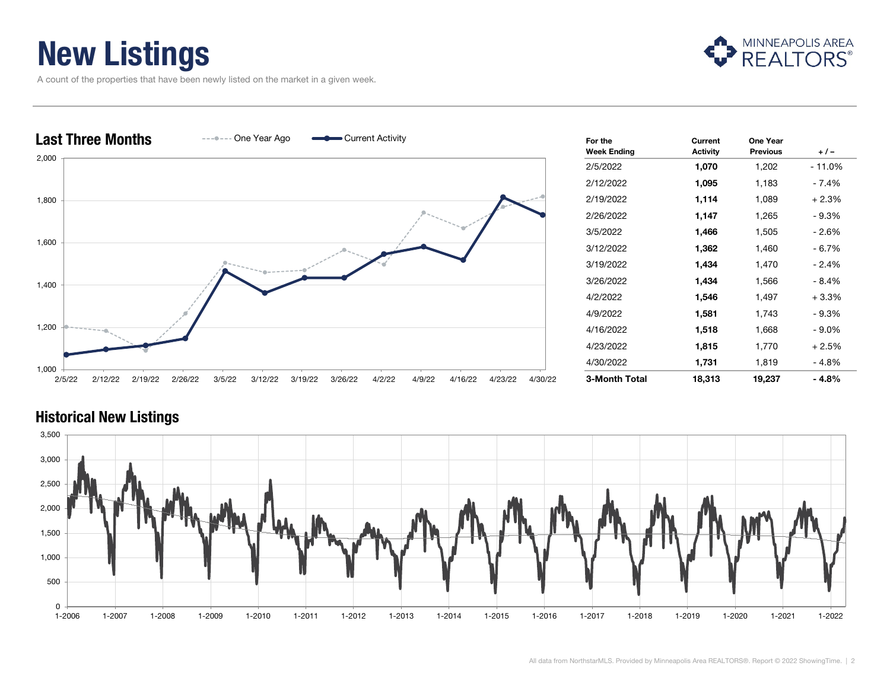# New Listings

A count of the properties that have been newly listed on the market in a given week.

## Last Three Months

| For the Week Ending | Current Activity | One Year Previous | + / – |
|---|---|---|---|
| 2/5/2022 | **1,070** | 1,202 | - 11.0% |
| 2/12/2022 | **1,095** | 1,183 | - 7.4% |
| 2/19/2022 | **1,114** | 1,089 | + 2.3% |
| 2/26/2022 | **1,147** | 1,265 | - 9.3% |
| 3/5/2022 | **1,466** | 1,505 | - 2.6% |
| 3/12/2022 | **1,362** | 1,460 | - 6.7% |
| 3/19/2022 | **1,434** | 1,470 | - 2.4% |
| 3/26/2022 | **1,434** | 1,566 | - 8.4% |
| 4/2/2022 | **1,546** | 1,497 | + 3.3% |
| 4/9/2022 | **1,581** | 1,743 | - 9.3% |
| 4/16/2022 | **1,518** | 1,668 | - 9.0% |
| 4/23/2022 | **1,815** | 1,770 | + 2.5% |
| 4/30/2022 | **1,731** | 1,819 | - 4.8% |
| **3-Month Total** | **18,313** | **19,237** | **- 4.8%** |

## Historical New Listings

All data from NorthstarMLS. Provided by Minneapolis Area REALTORS®. Report © 2022 ShowingTime.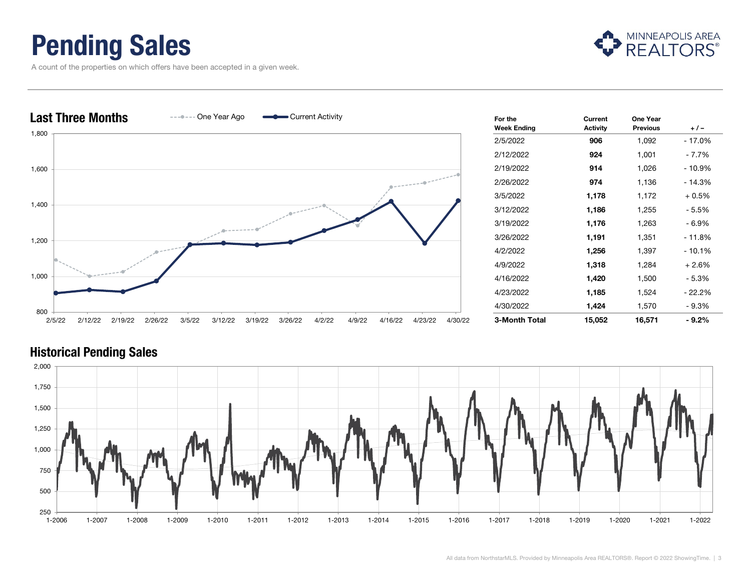# Pending Sales

A count of the properties on which offers have been accepted in a given week.

## Last Three Months

| For the Week Ending | Current Activity | One Year Previous | + / – |
|---|---|---|---|
| 2/5/2022 | **906** | 1,092 | - 17.0% |
| 2/12/2022 | **924** | 1,001 | - 7.7% |
| 2/19/2022 | **914** | 1,026 | - 10.9% |
| 2/26/2022 | **974** | 1,136 | - 14.3% |
| 3/5/2022 | **1,178** | 1,172 | + 0.5% |
| 3/12/2022 | **1,186** | 1,255 | - 5.5% |
| 3/19/2022 | **1,176** | 1,263 | - 6.9% |
| 3/26/2022 | **1,191** | 1,351 | - 11.8% |
| 4/2/2022 | **1,256** | 1,397 | - 10.1% |
| 4/9/2022 | **1,318** | 1,284 | + 2.6% |
| 4/16/2022 | **1,420** | 1,500 | - 5.3% |
| 4/23/2022 | **1,185** | 1,524 | - 22.2% |
| 4/30/2022 | **1,424** | 1,570 | - 9.3% |
| **3-Month Total** | **15,052** | **16,571** | **- 9.2%** |

## Historical Pending Sales

All data from NorthstarMLS. Provided by Minneapolis Area REALTORS®. Report © 2022 ShowingTime.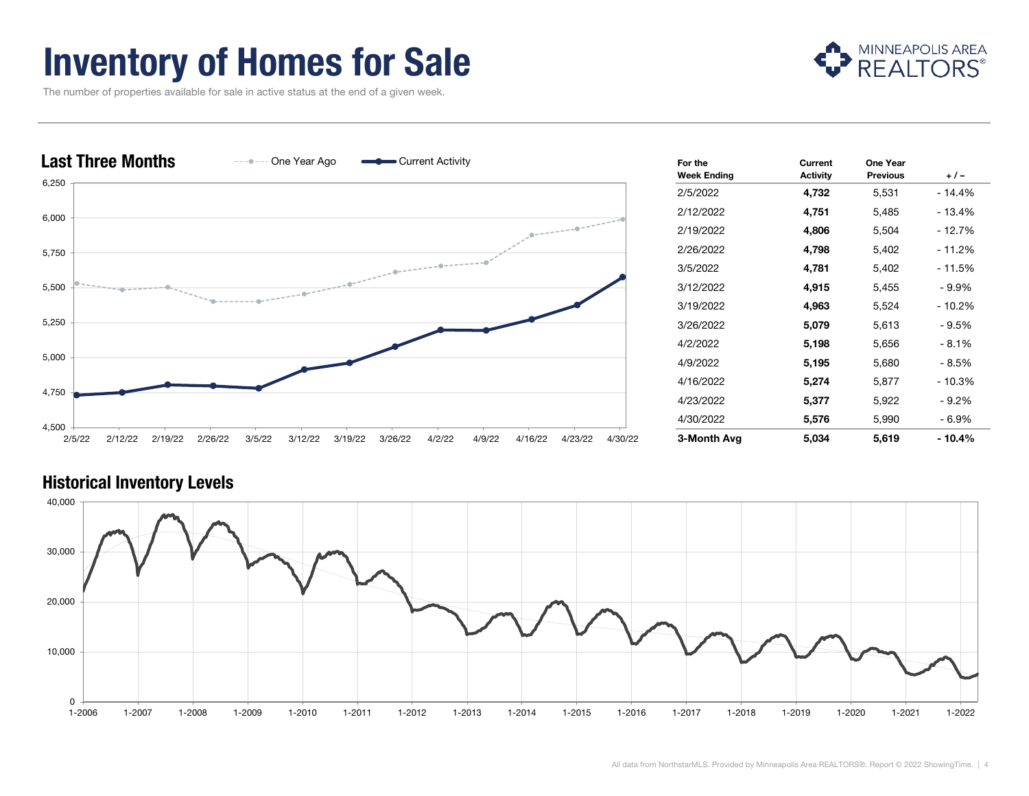# Inventory of Homes for Sale

The number of properties available for sale in active status at the end of a given week.

## Last Three Months

| For the Week Ending | Current Activity | One Year Previous | + / – |
|---|---|---|---|
| 2/5/2022 | **4,732** | 5,531 | - 14.4% |
| 2/12/2022 | **4,751** | 5,485 | - 13.4% |
| 2/19/2022 | **4,806** | 5,504 | - 12.7% |
| 2/26/2022 | **4,798** | 5,402 | - 11.2% |
| 3/5/2022 | **4,781** | 5,402 | - 11.5% |
| 3/12/2022 | **4,915** | 5,455 | - 9.9% |
| 3/19/2022 | **4,963** | 5,524 | - 10.2% |
| 3/26/2022 | **5,079** | 5,613 | - 9.5% |
| 4/2/2022 | **5,198** | 5,656 | - 8.1% |
| 4/9/2022 | **5,195** | 5,680 | - 8.5% |
| 4/16/2022 | **5,274** | 5,877 | - 10.3% |
| 4/23/2022 | **5,377** | 5,922 | - 9.2% |
| 4/30/2022 | **5,576** | 5,990 | - 6.9% |
| **3-Month Avg** | **5,034** | **5,619** | **- 10.4%** |

## Historical Inventory Levels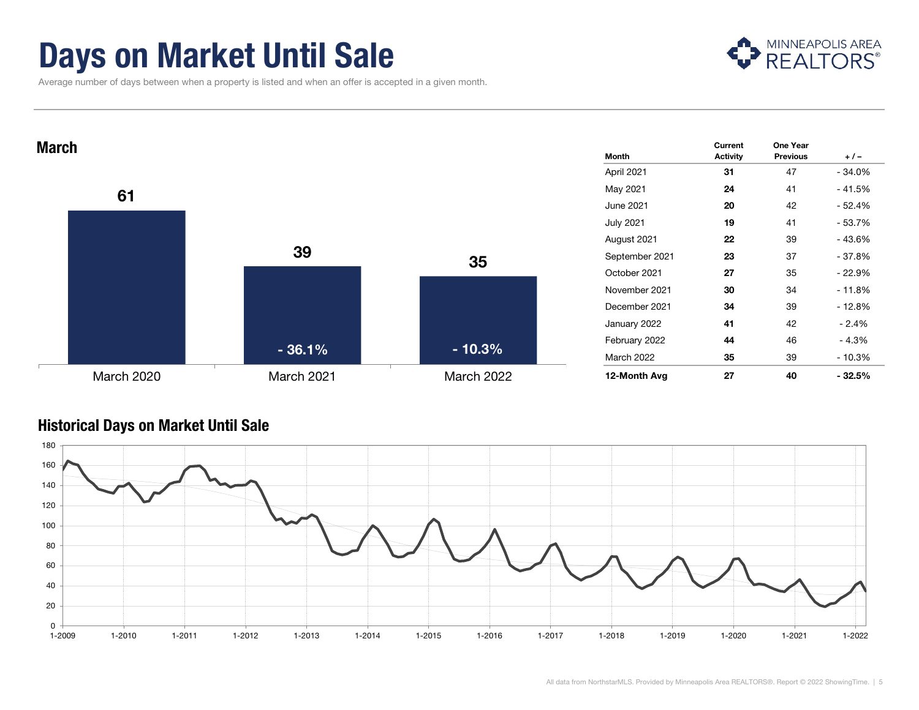# Days on Market Until Sale

Average number of days between when a property is listed and when an offer is accepted in a given month.

## March

| | March 2020 | March 2021 | March 2022 |
|---|---|---|---|
| Days on Market | 61 | 39 | 35 |
| Change | | - 36.1% | - 10.3% |

| Month | Current Activity | One Year Previous | + / – |
|---|---|---|---|
| April 2021 | **31** | 47 | - 34.0% |
| May 2021 | **24** | 41 | - 41.5% |
| June 2021 | **20** | 42 | - 52.4% |
| July 2021 | **19** | 41 | - 53.7% |
| August 2021 | **22** | 39 | - 43.6% |
| September 2021 | **23** | 37 | - 37.8% |
| October 2021 | **27** | 35 | - 22.9% |
| November 2021 | **30** | 34 | - 11.8% |
| December 2021 | **34** | 39 | - 12.8% |
| January 2022 | **41** | 42 | - 2.4% |
| February 2022 | **44** | 46 | - 4.3% |
| March 2022 | **35** | 39 | - 10.3% |
| **12-Month Avg** | **27** | **40** | **- 32.5%** |

## Historical Days on Market Until Sale

All data from NorthstarMLS. Provided by Minneapolis Area REALTORS®. Report © 2022 ShowingTime.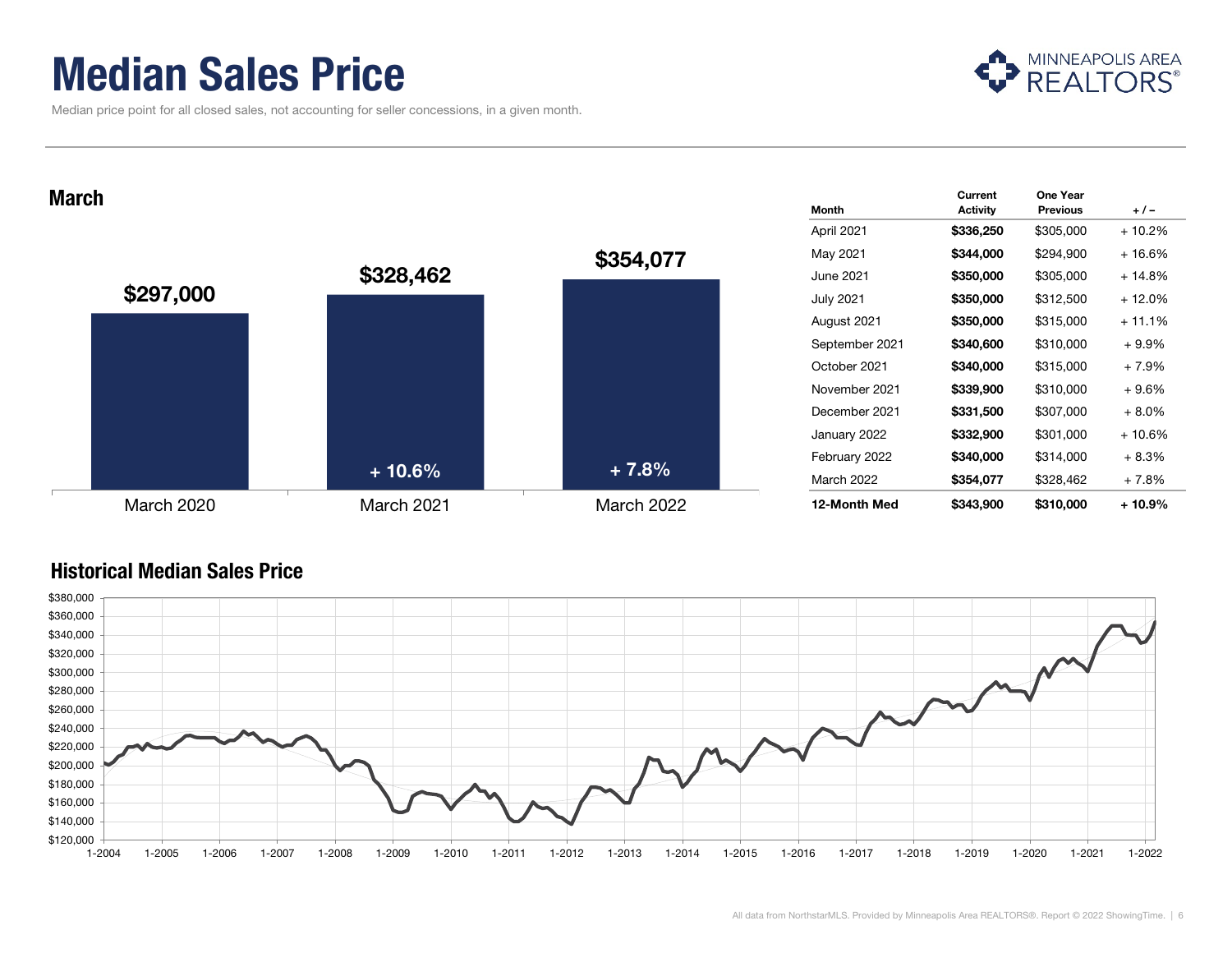# Median Sales Price

Median price point for all closed sales, not accounting for seller concessions, in a given month.

## March

| March 2020 | March 2021 | March 2022 |
|---|---|---|
| $297,000 | $328,462 | $354,077 |
| | + 10.6% | + 7.8% |

| Month | Current Activity | One Year Previous | + / – |
|---|---|---|---|
| April 2021 | **$336,250** | $305,000 | + 10.2% |
| May 2021 | **$344,000** | $294,900 | + 16.6% |
| June 2021 | **$350,000** | $305,000 | + 14.8% |
| July 2021 | **$350,000** | $312,500 | + 12.0% |
| August 2021 | **$350,000** | $315,000 | + 11.1% |
| September 2021 | **$340,600** | $310,000 | + 9.9% |
| October 2021 | **$340,000** | $315,000 | + 7.9% |
| November 2021 | **$339,900** | $310,000 | + 9.6% |
| December 2021 | **$331,500** | $307,000 | + 8.0% |
| January 2022 | **$332,900** | $301,000 | + 10.6% |
| February 2022 | **$340,000** | $314,000 | + 8.3% |
| March 2022 | **$354,077** | $328,462 | + 7.8% |
| **12-Month Med** | **$343,900** | **$310,000** | **+ 10.9%** |

## Historical Median Sales Price

All data from NorthstarMLS. Provided by Minneapolis Area REALTORS®. Report © 2022 ShowingTime.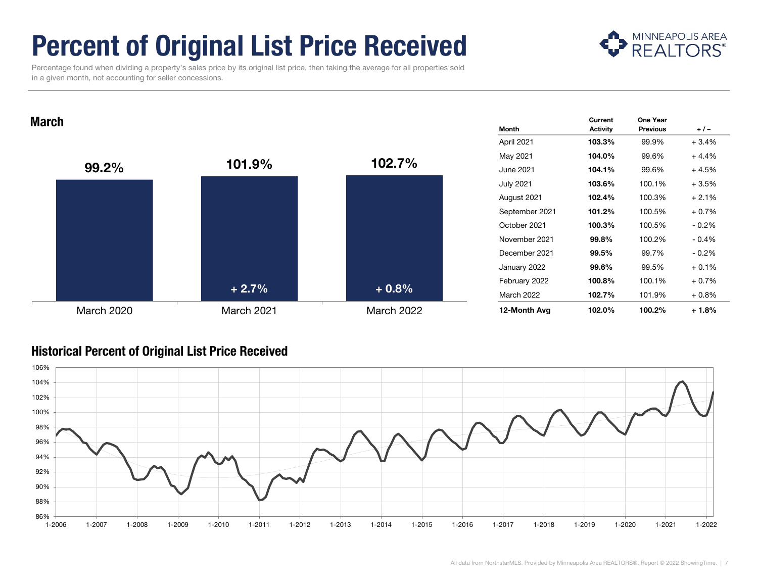# Percent of Original List Price Received

Percentage found when dividing a property's sales price by its original list price, then taking the average for all properties sold in a given month, not accounting for seller concessions.

## March

| | March 2020 | March 2021 | March 2022 |
|---|---|---|---|
| Percent of Original List Price Received | 99.2% | 101.9% | 102.7% |
| Change | | + 2.7% | + 0.8% |

| Month | Current Activity | One Year Previous | + / – |
|---|---|---|---|
| April 2021 | **103.3%** | 99.9% | + 3.4% |
| May 2021 | **104.0%** | 99.6% | + 4.4% |
| June 2021 | **104.1%** | 99.6% | + 4.5% |
| July 2021 | **103.6%** | 100.1% | + 3.5% |
| August 2021 | **102.4%** | 100.3% | + 2.1% |
| September 2021 | **101.2%** | 100.5% | + 0.7% |
| October 2021 | **100.3%** | 100.5% | - 0.2% |
| November 2021 | **99.8%** | 100.2% | - 0.4% |
| December 2021 | **99.5%** | 99.7% | - 0.2% |
| January 2022 | **99.6%** | 99.5% | + 0.1% |
| February 2022 | **100.8%** | 100.1% | + 0.7% |
| March 2022 | **102.7%** | 101.9% | + 0.8% |
| **12-Month Avg** | **102.0%** | **100.2%** | **+ 1.8%** |

## Historical Percent of Original List Price Received

All data from NorthstarMLS. Provided by Minneapolis Area REALTORS®. Report © 2022 ShowingTime.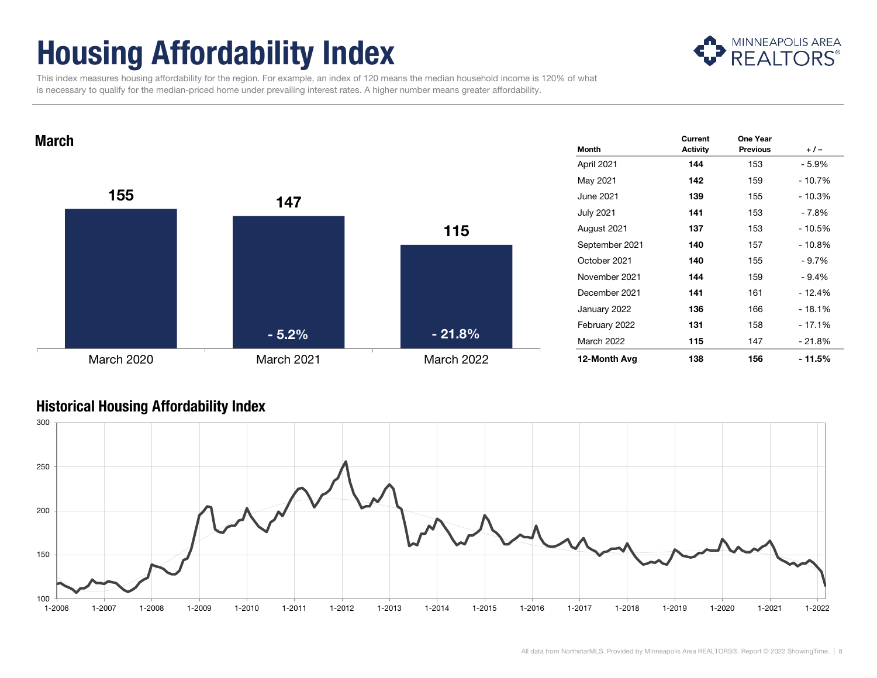# Housing Affordability Index

This index measures housing affordability for the region. For example, an index of 120 means the median household income is 120% of what is necessary to qualify for the median-priced home under prevailing interest rates. A higher number means greater affordability.

## March

| | March 2020 | March 2021 | March 2022 |
|---|---|---|---|
| Index | 155 | 147 | 115 |
| Change | | - 5.2% | - 21.8% |

| Month | Current Activity | One Year Previous | + / – |
|---|---|---|---|
| April 2021 | **144** | 153 | - 5.9% |
| May 2021 | **142** | 159 | - 10.7% |
| June 2021 | **139** | 155 | - 10.3% |
| July 2021 | **141** | 153 | - 7.8% |
| August 2021 | **137** | 153 | - 10.5% |
| September 2021 | **140** | 157 | - 10.8% |
| October 2021 | **140** | 155 | - 9.7% |
| November 2021 | **144** | 159 | - 9.4% |
| December 2021 | **141** | 161 | - 12.4% |
| January 2022 | **136** | 166 | - 18.1% |
| February 2022 | **131** | 158 | - 17.1% |
| March 2022 | **115** | 147 | - 21.8% |
| **12-Month Avg** | **138** | **156** | **- 11.5%** |

## Historical Housing Affordability Index

All data from NorthstarMLS. Provided by Minneapolis Area REALTORS®. Report © 2022 ShowingTime.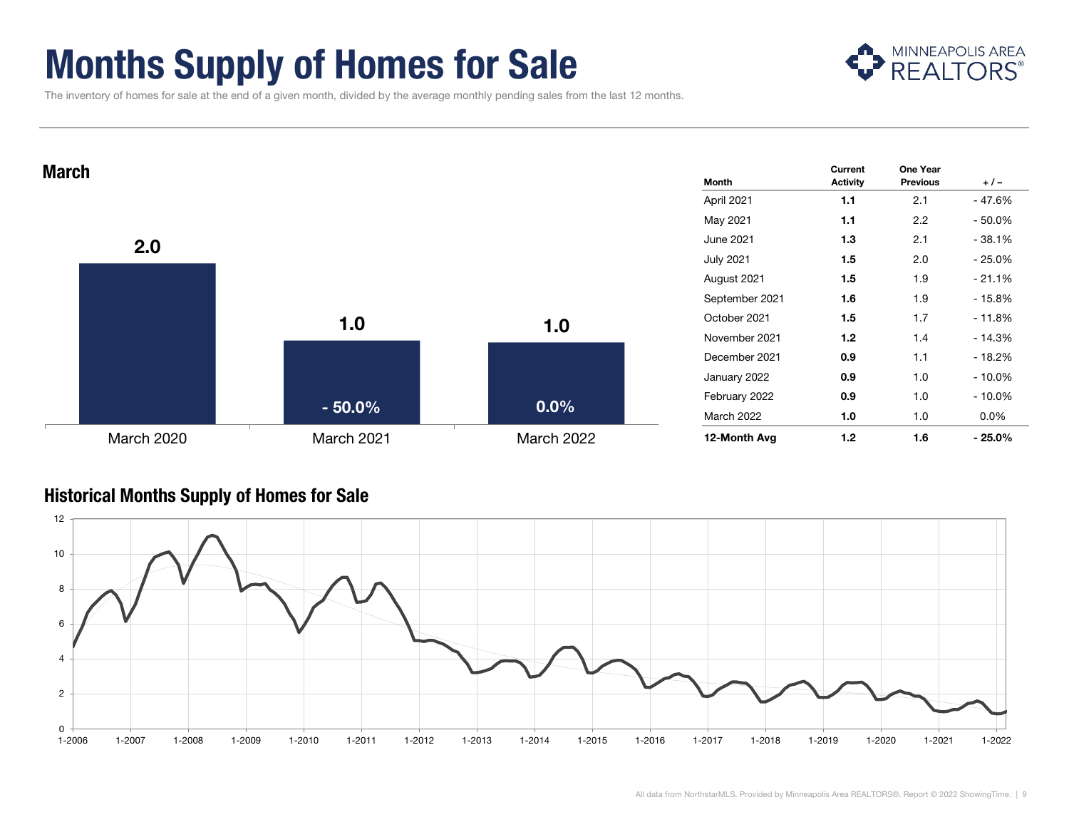# Months Supply of Homes for Sale

The inventory of homes for sale at the end of a given month, divided by the average monthly pending sales from the last 12 months.

## March

2.0
1.0
1.0
- 50.0%
0.0%
March 2020
March 2021
March 2022

| Month | Current Activity | One Year Previous | + / – |
| --- | --- | --- | --- |
| April 2021 | **1.1** | 2.1 | - 47.6% |
| May 2021 | **1.1** | 2.2 | - 50.0% |
| June 2021 | **1.3** | 2.1 | - 38.1% |
| July 2021 | **1.5** | 2.0 | - 25.0% |
| August 2021 | **1.5** | 1.9 | - 21.1% |
| September 2021 | **1.6** | 1.9 | - 15.8% |
| October 2021 | **1.5** | 1.7 | - 11.8% |
| November 2021 | **1.2** | 1.4 | - 14.3% |
| December 2021 | **0.9** | 1.1 | - 18.2% |
| January 2022 | **0.9** | 1.0 | - 10.0% |
| February 2022 | **0.9** | 1.0 | - 10.0% |
| March 2022 | **1.0** | 1.0 | 0.0% |
| **12-Month Avg** | **1.2** | **1.6** | **- 25.0%** |

## Historical Months Supply of Homes for Sale

12
10
8
6
4
2
0
1-2006 1-2007 1-2008 1-2009 1-2010 1-2011 1-2012 1-2013 1-2014 1-2015 1-2016 1-2017 1-2018 1-2019 1-2020 1-2021 1-2022

All data from NorthstarMLS. Provided by Minneapolis Area REALTORS®. Report © 2022 ShowingTime.